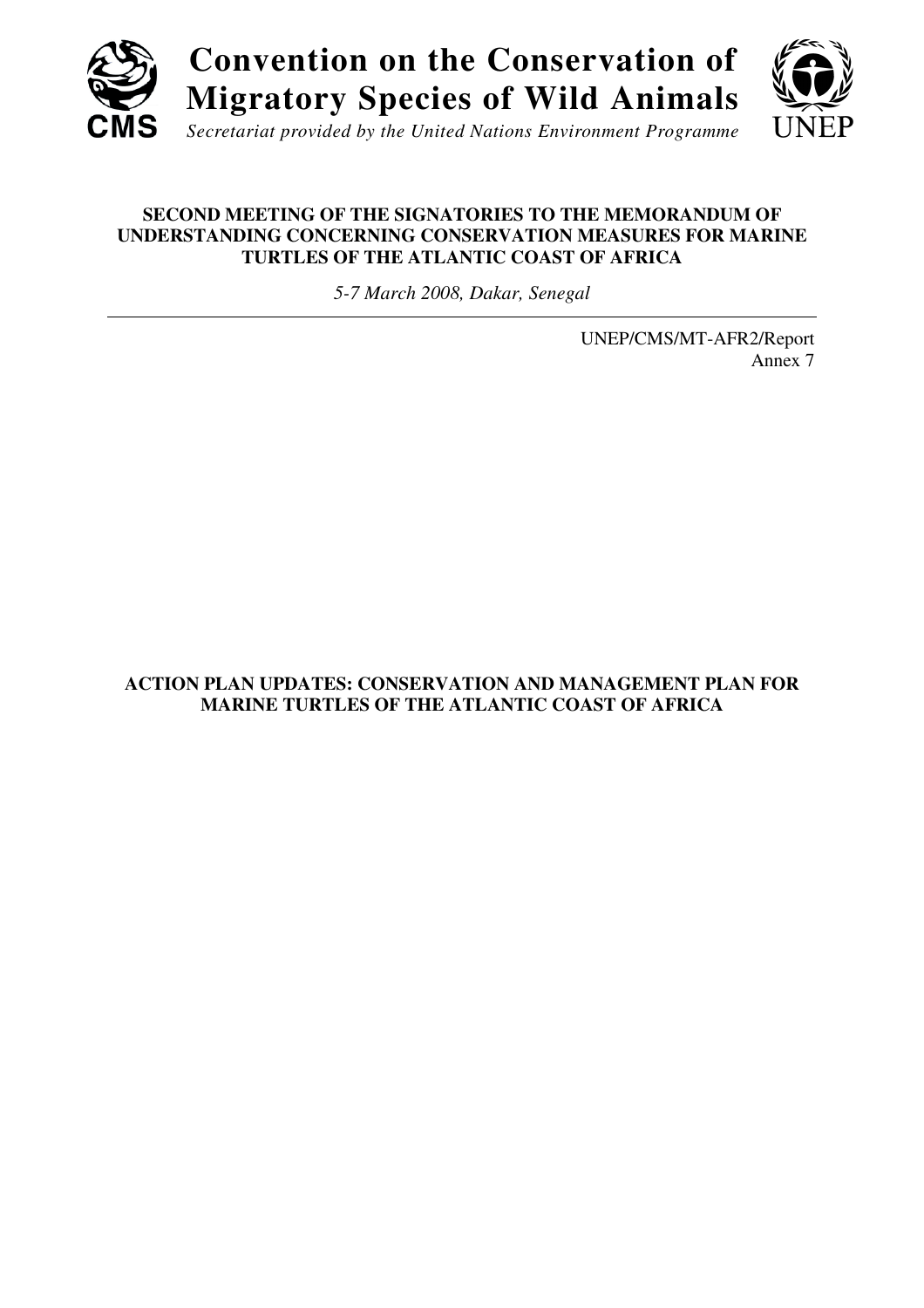**Convention on the Conservation of Migratory Species of Wild Animals**

*Secretariat provided by the United Nations Environment Programme*

CMS

UNEP

**SECOND MEETING OF THE SIGNATORIES TO THE MEMORANDUM OF UNDERSTANDING CONCERNING CONSERVATION MEASURES FOR MARINE TURTLES OF THE ATLANTIC COAST OF AFRICA**

*5-7 March 2008, Dakar, Senegal*

---

UNEP/CMS/MT-AFR2/Report
Annex 7

**ACTION PLAN UPDATES: CONSERVATION AND MANAGEMENT PLAN FOR MARINE TURTLES OF THE ATLANTIC COAST OF AFRICA**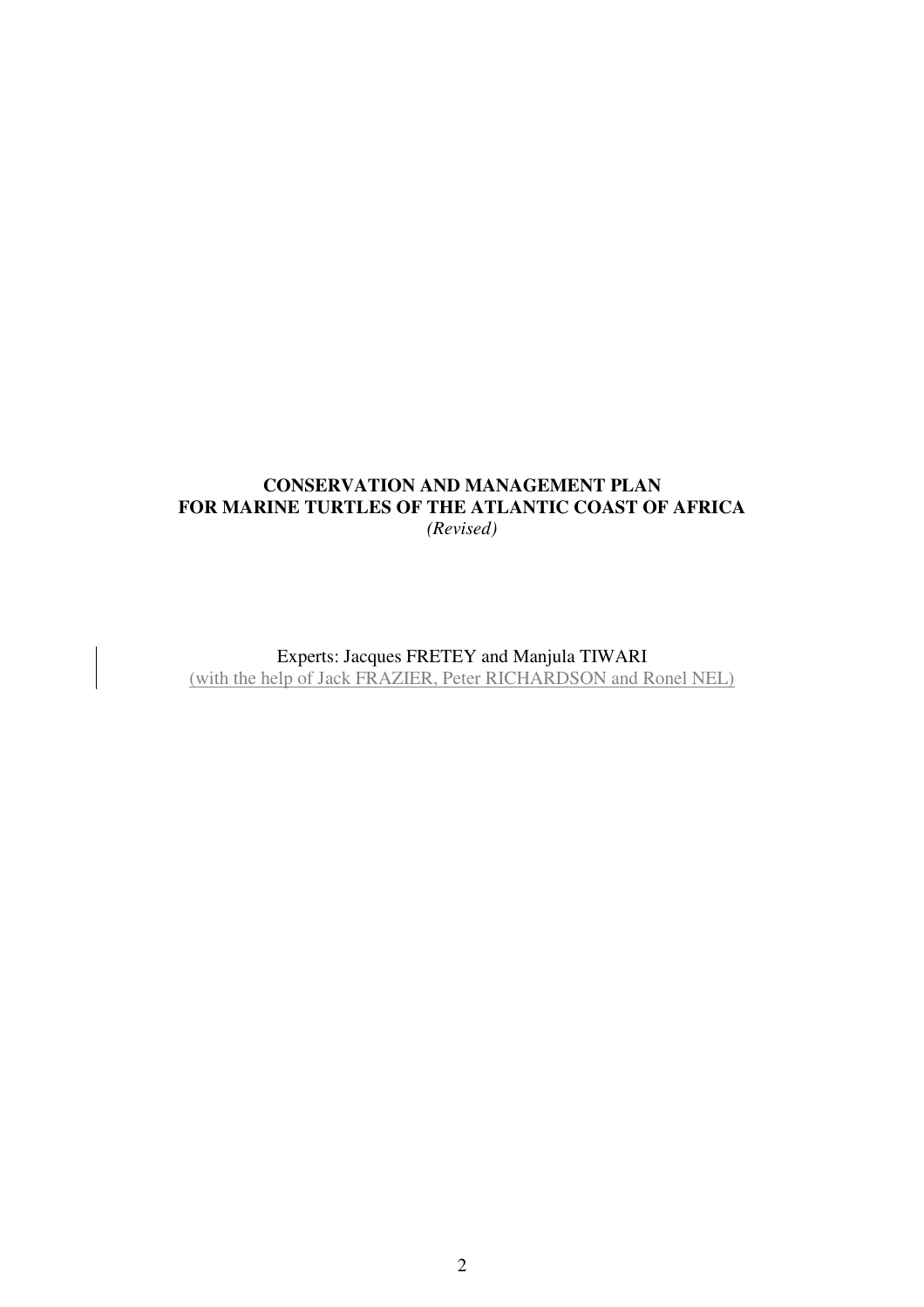**CONSERVATION AND MANAGEMENT PLAN**
**FOR MARINE TURTLES OF THE ATLANTIC COAST OF AFRICA**
*(Revised)*

Experts: Jacques FRETEY and Manjula TIWARI
(with the help of Jack FRAZIER, Peter RICHARDSON and Ronel NEL)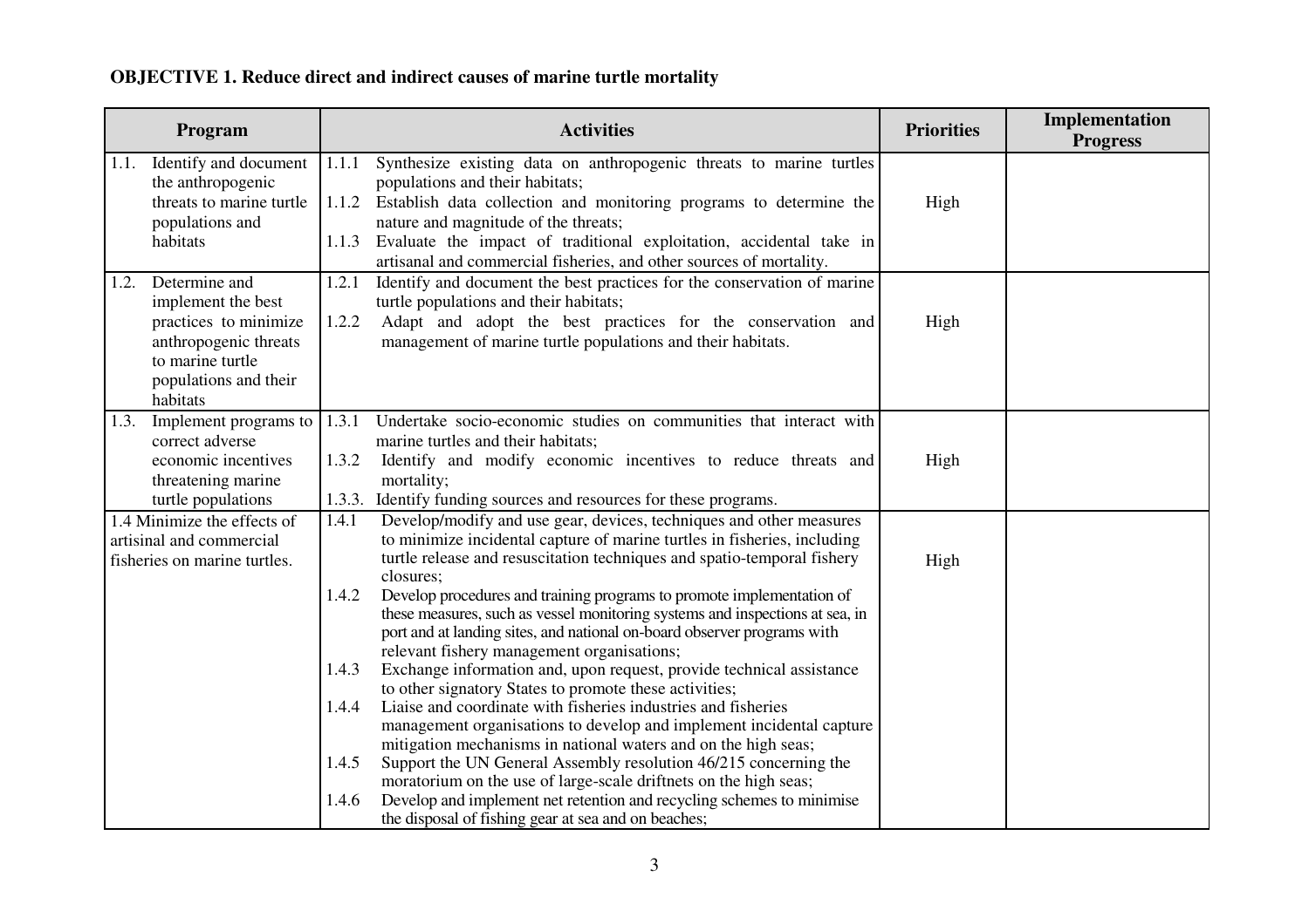**OBJECTIVE 1. Reduce direct and indirect causes of marine turtle mortality**

| Program | Activities | Priorities | Implementation Progress |
|---|---|---|---|
| 1.1. Identify and document the anthropogenic threats to marine turtle populations and habitats | 1.1.1 Synthesize existing data on anthropogenic threats to marine turtles populations and their habitats;<br>1.1.2 Establish data collection and monitoring programs to determine the nature and magnitude of the threats;<br>1.1.3 Evaluate the impact of traditional exploitation, accidental take in artisanal and commercial fisheries, and other sources of mortality. | High | |
| 1.2. Determine and implement the best practices to minimize anthropogenic threats to marine turtle populations and their habitats | 1.2.1 Identify and document the best practices for the conservation of marine turtle populations and their habitats;<br>1.2.2 Adapt and adopt the best practices for the conservation and management of marine turtle populations and their habitats. | High | |
| 1.3. Implement programs to correct adverse economic incentives threatening marine turtle populations | 1.3.1 Undertake socio-economic studies on communities that interact with marine turtles and their habitats;<br>1.3.2 Identify and modify economic incentives to reduce threats and mortality;<br>1.3.3. Identify funding sources and resources for these programs. | High | |
| 1.4 Minimize the effects of artisanal and commercial fisheries on marine turtles. | 1.4.1 Develop/modify and use gear, devices, techniques and other measures to minimize incidental capture of marine turtles in fisheries, including turtle release and resuscitation techniques and spatio-temporal fishery closures;<br>1.4.2 Develop procedures and training programs to promote implementation of these measures, such as vessel monitoring systems and inspections at sea, in port and at landing sites, and national on-board observer programs with relevant fishery management organisations;<br>1.4.3 Exchange information and, upon request, provide technical assistance to other signatory States to promote these activities;<br>1.4.4 Liaise and coordinate with fisheries industries and fisheries management organisations to develop and implement incidental capture mitigation mechanisms in national waters and on the high seas;<br>1.4.5 Support the UN General Assembly resolution 46/215 concerning the moratorium on the use of large-scale driftnets on the high seas;<br>1.4.6 Develop and implement net retention and recycling schemes to minimise the disposal of fishing gear at sea and on beaches; | High | |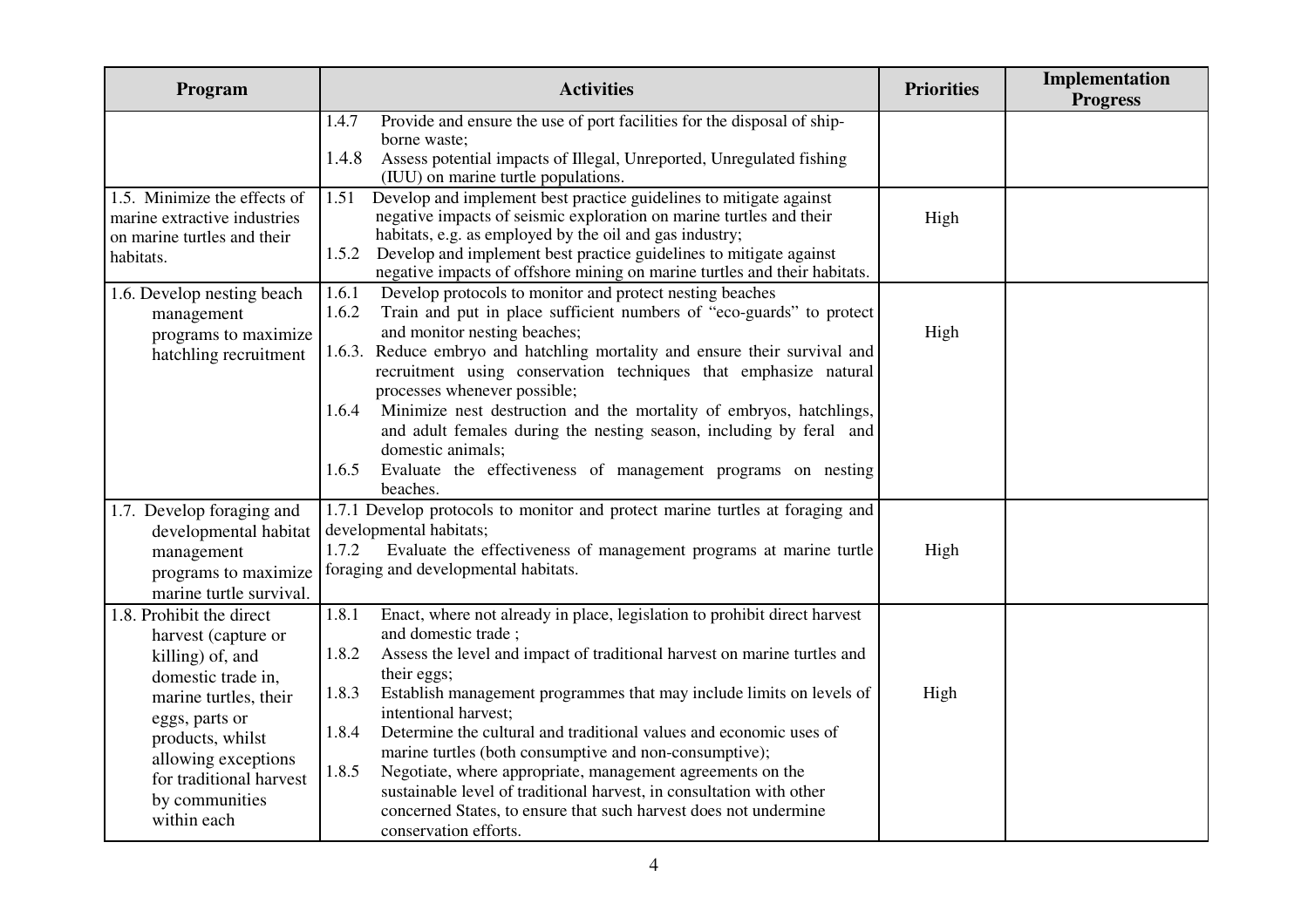| Program | Activities | Priorities | Implementation Progress |
|---|---|---|---|
| | 1.4.7 Provide and ensure the use of port facilities for the disposal of ship-borne waste;<br>1.4.8 Assess potential impacts of Illegal, Unreported, Unregulated fishing (IUU) on marine turtle populations. | | |
| 1.5. Minimize the effects of marine extractive industries on marine turtles and their habitats. | 1.51 Develop and implement best practice guidelines to mitigate against negative impacts of seismic exploration on marine turtles and their habitats, e.g. as employed by the oil and gas industry;<br>1.5.2 Develop and implement best practice guidelines to mitigate against negative impacts of offshore mining on marine turtles and their habitats. | High | |
| 1.6. Develop nesting beach management programs to maximize hatchling recruitment | 1.6.1 Develop protocols to monitor and protect nesting beaches<br>1.6.2 Train and put in place sufficient numbers of "eco-guards" to protect and monitor nesting beaches;<br>1.6.3. Reduce embryo and hatchling mortality and ensure their survival and recruitment using conservation techniques that emphasize natural processes whenever possible;<br>1.6.4 Minimize nest destruction and the mortality of embryos, hatchlings, and adult females during the nesting season, including by feral and domestic animals;<br>1.6.5 Evaluate the effectiveness of management programs on nesting beaches. | High | |
| 1.7. Develop foraging and developmental habitat management programs to maximize marine turtle survival. | 1.7.1 Develop protocols to monitor and protect marine turtles at foraging and developmental habitats;<br>1.7.2 Evaluate the effectiveness of management programs at marine turtle foraging and developmental habitats. | High | |
| 1.8. Prohibit the direct harvest (capture or killing) of, and domestic trade in, marine turtles, their eggs, parts or products, whilst allowing exceptions for traditional harvest by communities within each | 1.8.1 Enact, where not already in place, legislation to prohibit direct harvest and domestic trade ;<br>1.8.2 Assess the level and impact of traditional harvest on marine turtles and their eggs;<br>1.8.3 Establish management programmes that may include limits on levels of intentional harvest;<br>1.8.4 Determine the cultural and traditional values and economic uses of marine turtles (both consumptive and non-consumptive);<br>1.8.5 Negotiate, where appropriate, management agreements on the sustainable level of traditional harvest, in consultation with other concerned States, to ensure that such harvest does not undermine conservation efforts. | High | |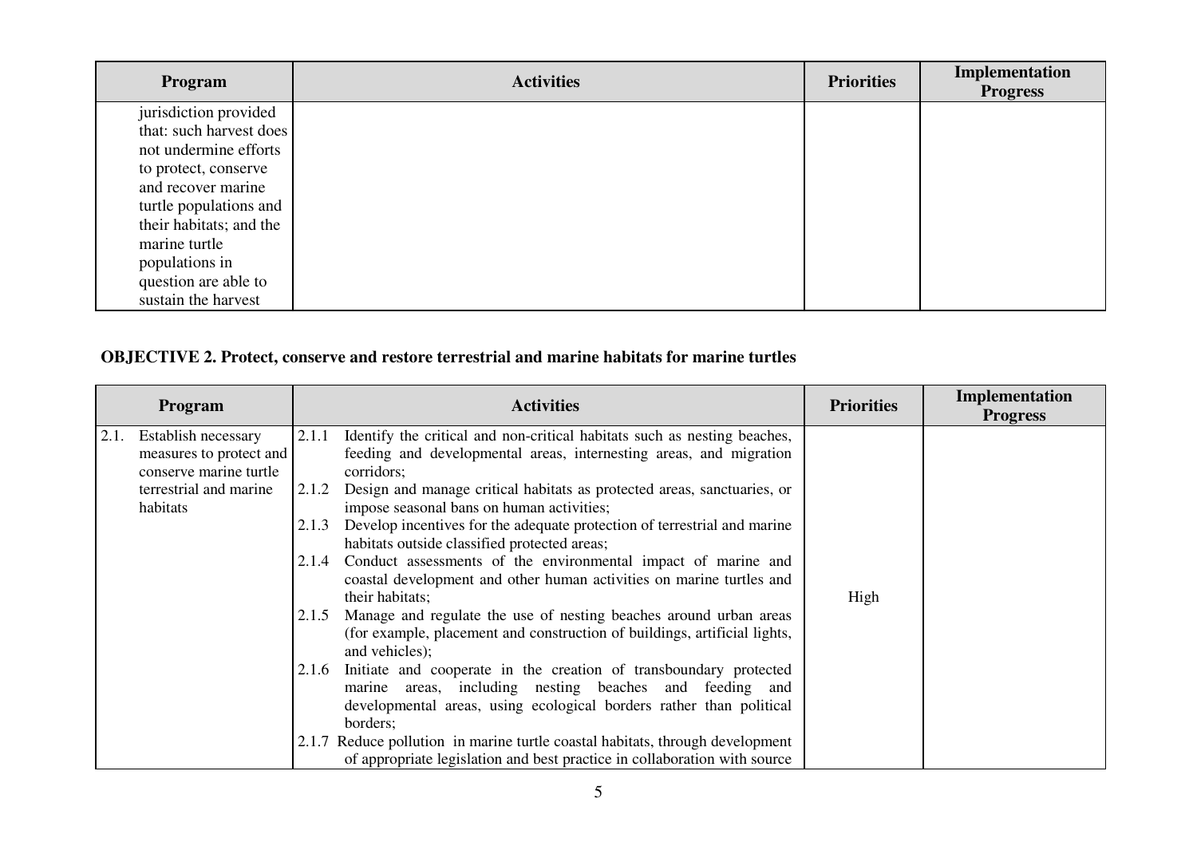| Program | Activities | Priorities | Implementation Progress |
|---|---|---|---|
| jurisdiction provided that: such harvest does not undermine efforts to protect, conserve and recover marine turtle populations and their habitats; and the marine turtle populations in question are able to sustain the harvest | | | |

**OBJECTIVE 2. Protect, conserve and restore terrestrial and marine habitats for marine turtles**

| Program | Activities | Priorities | Implementation Progress |
|---|---|---|---|
| 2.1. Establish necessary measures to protect and conserve marine turtle terrestrial and marine habitats | 2.1.1 Identify the critical and non-critical habitats such as nesting beaches, feeding and developmental areas, internesting areas, and migration corridors;<br>2.1.2 Design and manage critical habitats as protected areas, sanctuaries, or impose seasonal bans on human activities;<br>2.1.3 Develop incentives for the adequate protection of terrestrial and marine habitats outside classified protected areas;<br>2.1.4 Conduct assessments of the environmental impact of marine and coastal development and other human activities on marine turtles and their habitats;<br>2.1.5 Manage and regulate the use of nesting beaches around urban areas (for example, placement and construction of buildings, artificial lights, and vehicles);<br>2.1.6 Initiate and cooperate in the creation of transboundary protected marine areas, including nesting beaches and feeding and developmental areas, using ecological borders rather than political borders;<br>2.1.7 Reduce pollution in marine turtle coastal habitats, through development of appropriate legislation and best practice in collaboration with source | High | |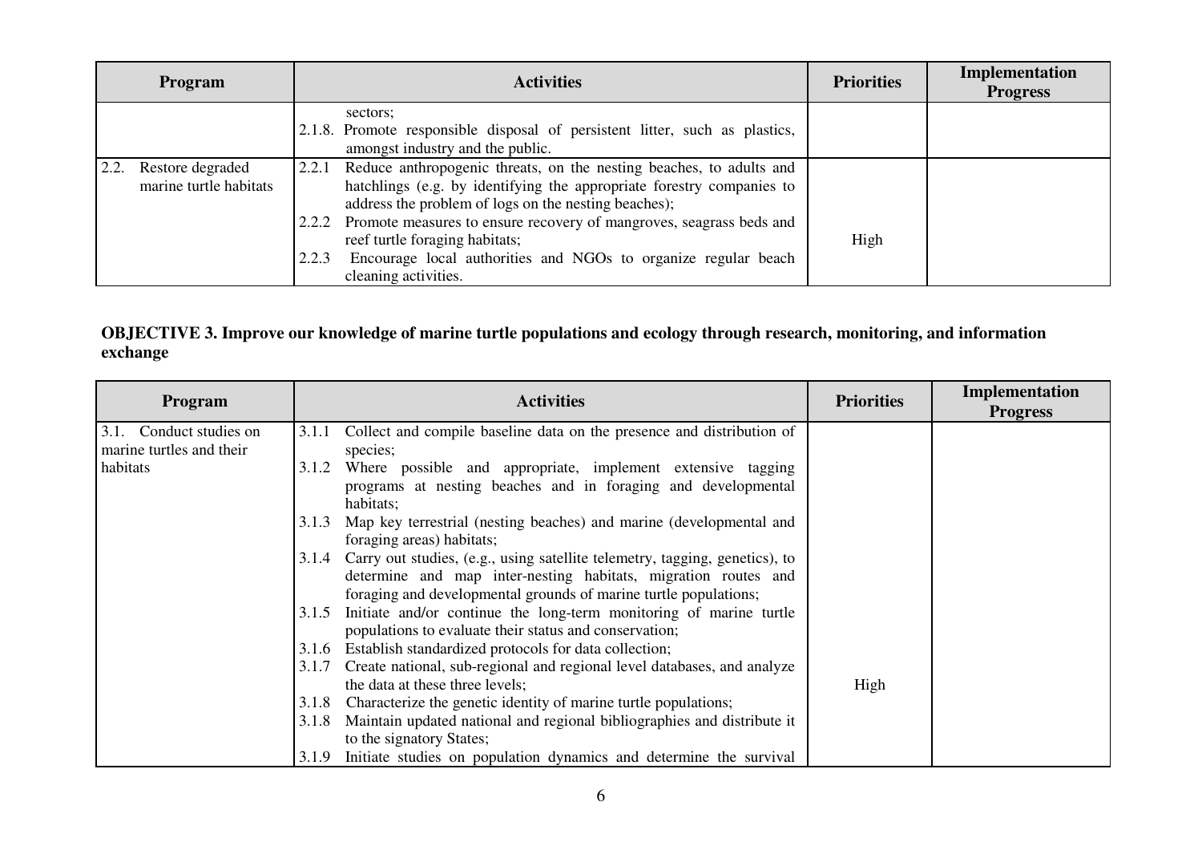| Program | Activities | Priorities | Implementation Progress |
|---|---|---|---|
| | sectors;<br>2.1.8. Promote responsible disposal of persistent litter, such as plastics, amongst industry and the public. | | |
| 2.2. Restore degraded marine turtle habitats | 2.2.1 Reduce anthropogenic threats, on the nesting beaches, to adults and hatchlings (e.g. by identifying the appropriate forestry companies to address the problem of logs on the nesting beaches);<br>2.2.2 Promote measures to ensure recovery of mangroves, seagrass beds and reef turtle foraging habitats;<br>2.2.3 Encourage local authorities and NGOs to organize regular beach cleaning activities. | High | |

**OBJECTIVE 3. Improve our knowledge of marine turtle populations and ecology through research, monitoring, and information exchange**

| Program | Activities | Priorities | Implementation Progress |
|---|---|---|---|
| 3.1. Conduct studies on marine turtles and their habitats | 3.1.1 Collect and compile baseline data on the presence and distribution of species;<br>3.1.2 Where possible and appropriate, implement extensive tagging programs at nesting beaches and in foraging and developmental habitats;<br>3.1.3 Map key terrestrial (nesting beaches) and marine (developmental and foraging areas) habitats;<br>3.1.4 Carry out studies, (e.g., using satellite telemetry, tagging, genetics), to determine and map inter-nesting habitats, migration routes and foraging and developmental grounds of marine turtle populations;<br>3.1.5 Initiate and/or continue the long-term monitoring of marine turtle populations to evaluate their status and conservation;<br>3.1.6 Establish standardized protocols for data collection;<br>3.1.7 Create national, sub-regional and regional level databases, and analyze the data at these three levels;<br>3.1.8 Characterize the genetic identity of marine turtle populations;<br>3.1.8 Maintain updated national and regional bibliographies and distribute it to the signatory States;<br>3.1.9 Initiate studies on population dynamics and determine the survival | High | |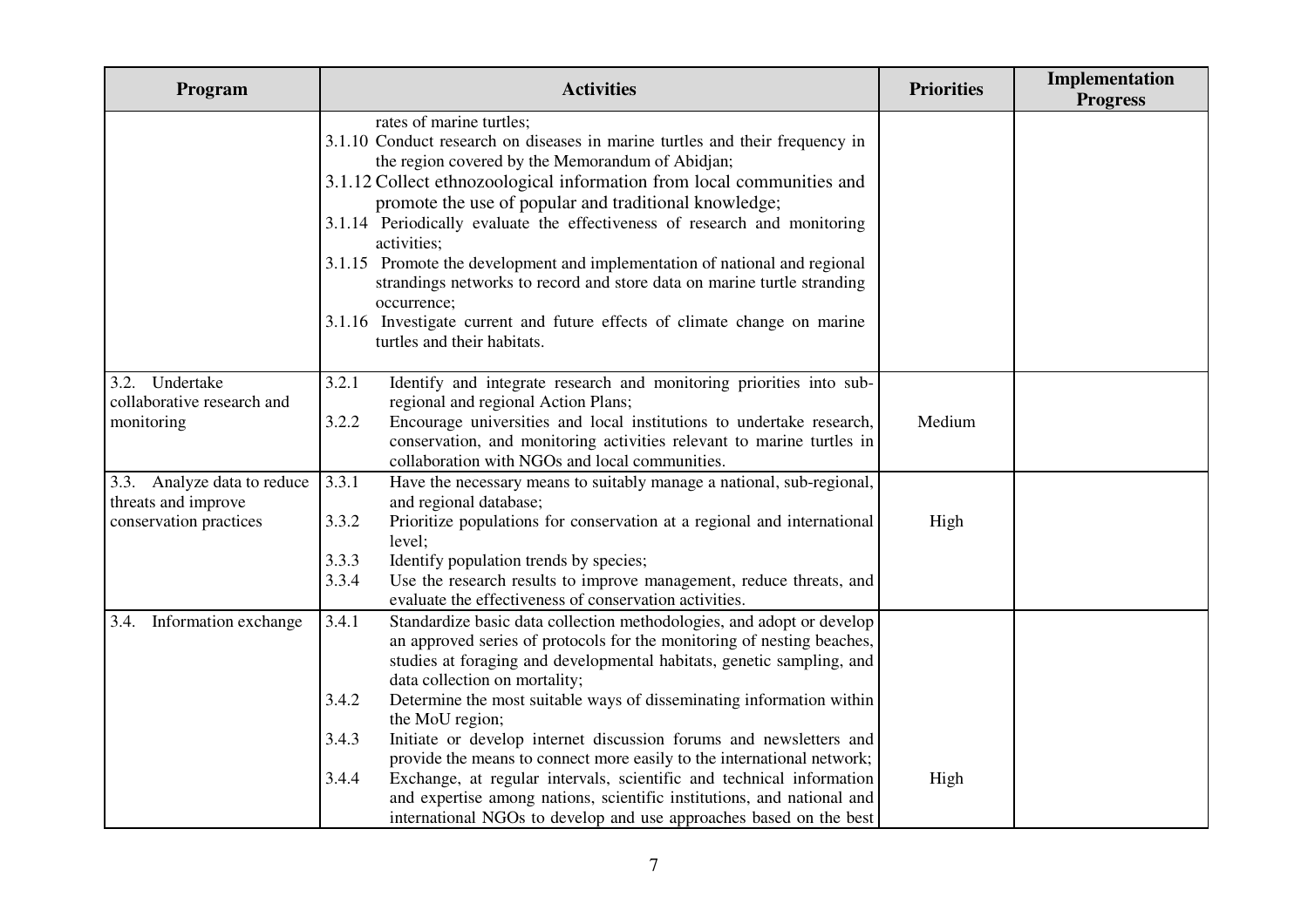| Program | Activities | Priorities | Implementation Progress |
|---|---|---|---|
| | rates of marine turtles;<br>3.1.10 Conduct research on diseases in marine turtles and their frequency in the region covered by the Memorandum of Abidjan;<br>3.1.12 Collect ethnozoological information from local communities and promote the use of popular and traditional knowledge;<br>3.1.14 Periodically evaluate the effectiveness of research and monitoring activities;<br>3.1.15 Promote the development and implementation of national and regional strandings networks to record and store data on marine turtle stranding occurrence;<br>3.1.16 Investigate current and future effects of climate change on marine turtles and their habitats. | | |
| 3.2. Undertake collaborative research and monitoring | 3.2.1 Identify and integrate research and monitoring priorities into sub-regional and regional Action Plans;<br>3.2.2 Encourage universities and local institutions to undertake research, conservation, and monitoring activities relevant to marine turtles in collaboration with NGOs and local communities. | Medium | |
| 3.3. Analyze data to reduce threats and improve conservation practices | 3.3.1 Have the necessary means to suitably manage a national, sub-regional, and regional database;<br>3.3.2 Prioritize populations for conservation at a regional and international level;<br>3.3.3 Identify population trends by species;<br>3.3.4 Use the research results to improve management, reduce threats, and evaluate the effectiveness of conservation activities. | High | |
| 3.4. Information exchange | 3.4.1 Standardize basic data collection methodologies, and adopt or develop an approved series of protocols for the monitoring of nesting beaches, studies at foraging and developmental habitats, genetic sampling, and data collection on mortality;<br>3.4.2 Determine the most suitable ways of disseminating information within the MoU region;<br>3.4.3 Initiate or develop internet discussion forums and newsletters and provide the means to connect more easily to the international network;<br>3.4.4 Exchange, at regular intervals, scientific and technical information and expertise among nations, scientific institutions, and national and international NGOs to develop and use approaches based on the best | High | |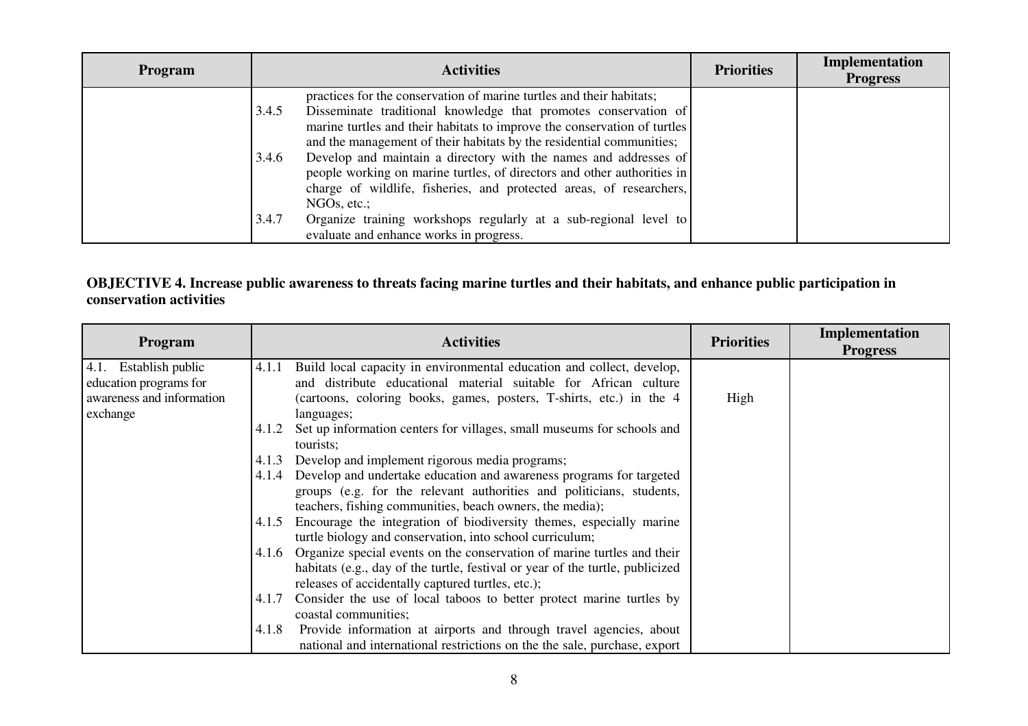| Program | Activities | Priorities | Implementation Progress |
|---|---|---|---|
| | practices for the conservation of marine turtles and their habitats;<br>3.4.5 Disseminate traditional knowledge that promotes conservation of marine turtles and their habitats to improve the conservation of turtles and the management of their habitats by the residential communities;<br>3.4.6 Develop and maintain a directory with the names and addresses of people working on marine turtles, of directors and other authorities in charge of wildlife, fisheries, and protected areas, of researchers, NGOs, etc.;<br>3.4.7 Organize training workshops regularly at a sub-regional level to evaluate and enhance works in progress. | | |

**OBJECTIVE 4. Increase public awareness to threats facing marine turtles and their habitats, and enhance public participation in conservation activities**

| Program | Activities | Priorities | Implementation Progress |
|---|---|---|---|
| 4.1. Establish public education programs for awareness and information exchange | 4.1.1 Build local capacity in environmental education and collect, develop, and distribute educational material suitable for African culture (cartoons, coloring books, games, posters, T-shirts, etc.) in the 4 languages;<br>4.1.2 Set up information centers for villages, small museums for schools and tourists;<br>4.1.3 Develop and implement rigorous media programs;<br>4.1.4 Develop and undertake education and awareness programs for targeted groups (e.g. for the relevant authorities and politicians, students, teachers, fishing communities, beach owners, the media);<br>4.1.5 Encourage the integration of biodiversity themes, especially marine turtle biology and conservation, into school curriculum;<br>4.1.6 Organize special events on the conservation of marine turtles and their habitats (e.g., day of the turtle, festival or year of the turtle, publicized releases of accidentally captured turtles, etc.);<br>4.1.7 Consider the use of local taboos to better protect marine turtles by coastal communities;<br>4.1.8 Provide information at airports and through travel agencies, about national and international restrictions on the the sale, purchase, export | High | |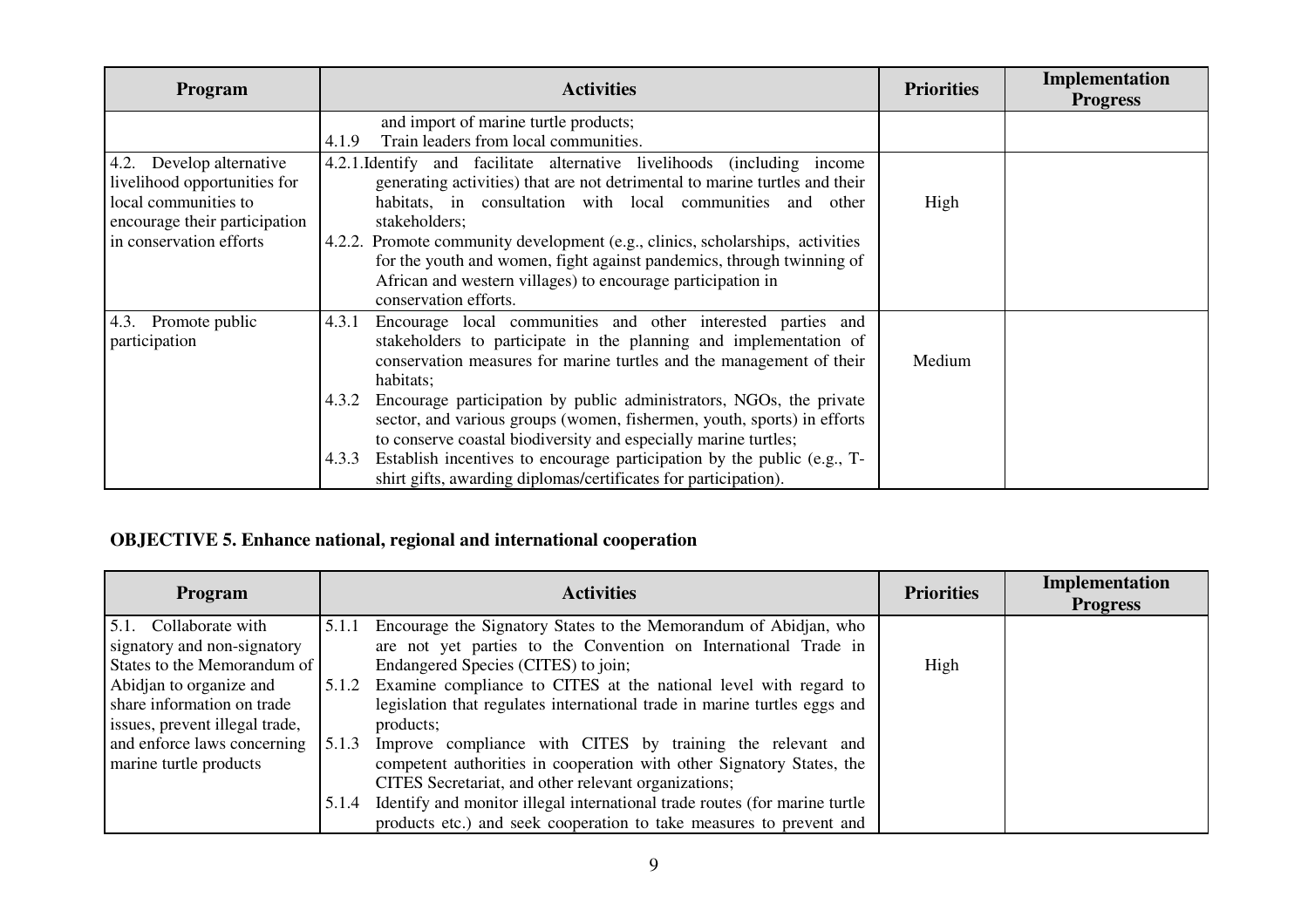| Program | Activities | Priorities | Implementation Progress |
|---|---|---|---|
| | and import of marine turtle products;<br>4.1.9 Train leaders from local communities. | | |
| 4.2. Develop alternative livelihood opportunities for local communities to encourage their participation in conservation efforts | 4.2.1.Identify and facilitate alternative livelihoods (including income generating activities) that are not detrimental to marine turtles and their habitats, in consultation with local communities and other stakeholders;<br>4.2.2. Promote community development (e.g., clinics, scholarships, activities for the youth and women, fight against pandemics, through twinning of African and western villages) to encourage participation in conservation efforts. | High | |
| 4.3. Promote public participation | 4.3.1 Encourage local communities and other interested parties and stakeholders to participate in the planning and implementation of conservation measures for marine turtles and the management of their habitats;<br>4.3.2 Encourage participation by public administrators, NGOs, the private sector, and various groups (women, fishermen, youth, sports) in efforts to conserve coastal biodiversity and especially marine turtles;<br>4.3.3 Establish incentives to encourage participation by the public (e.g., T-shirt gifts, awarding diplomas/certificates for participation). | Medium | |

**OBJECTIVE 5. Enhance national, regional and international cooperation**

| Program | Activities | Priorities | Implementation Progress |
|---|---|---|---|
| 5.1. Collaborate with signatory and non-signatory States to the Memorandum of Abidjan to organize and share information on trade issues, prevent illegal trade, and enforce laws concerning marine turtle products | 5.1.1 Encourage the Signatory States to the Memorandum of Abidjan, who are not yet parties to the Convention on International Trade in Endangered Species (CITES) to join;<br>5.1.2 Examine compliance to CITES at the national level with regard to legislation that regulates international trade in marine turtles eggs and products;<br>5.1.3 Improve compliance with CITES by training the relevant and competent authorities in cooperation with other Signatory States, the CITES Secretariat, and other relevant organizations;<br>5.1.4 Identify and monitor illegal international trade routes (for marine turtle products etc.) and seek cooperation to take measures to prevent and | High | |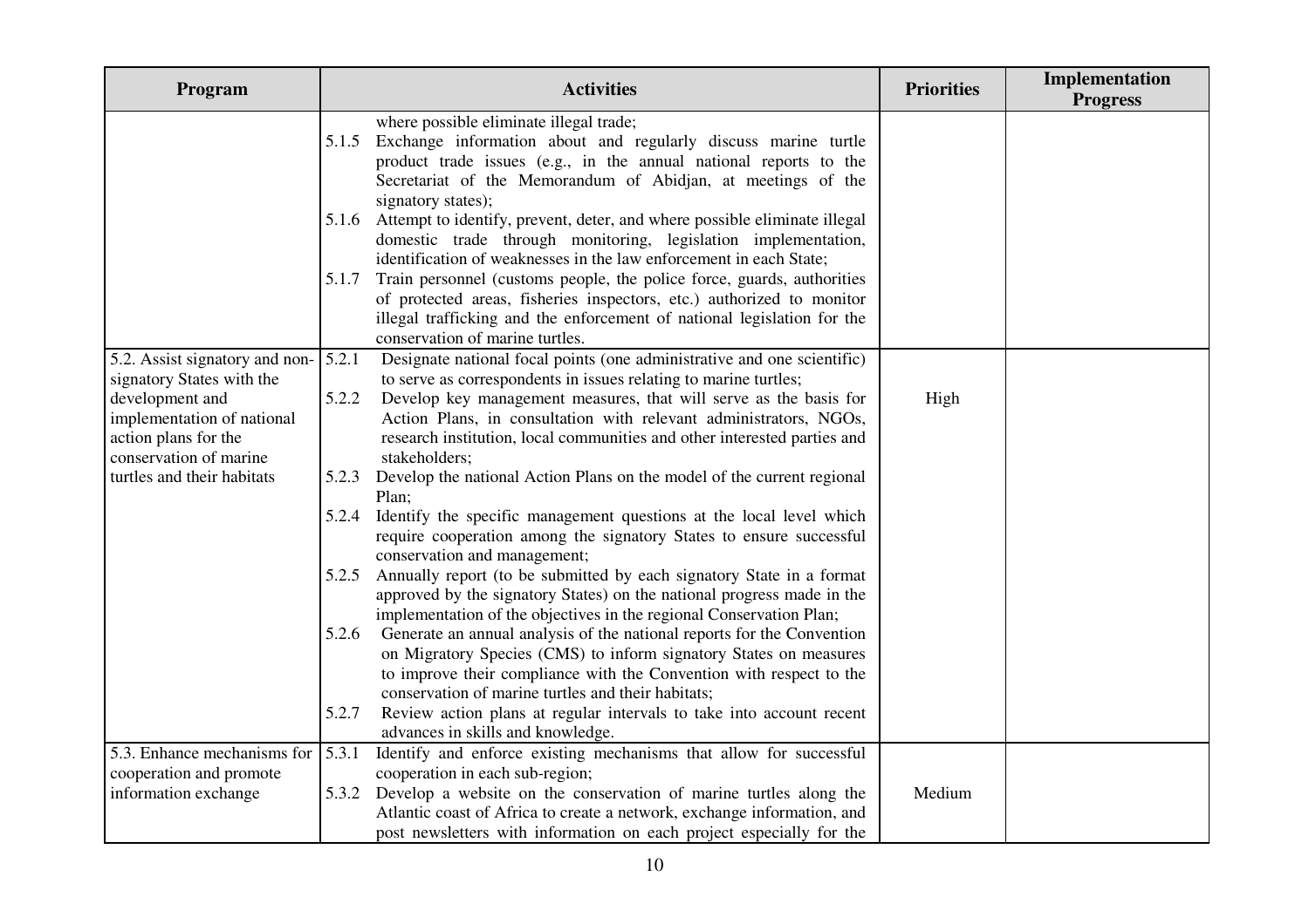| Program | Activities | Priorities | Implementation Progress |
|---|---|---|---|
| | where possible eliminate illegal trade;<br>5.1.5 Exchange information about and regularly discuss marine turtle product trade issues (e.g., in the annual national reports to the Secretariat of the Memorandum of Abidjan, at meetings of the signatory states);<br>5.1.6 Attempt to identify, prevent, deter, and where possible eliminate illegal domestic trade through monitoring, legislation implementation, identification of weaknesses in the law enforcement in each State;<br>5.1.7 Train personnel (customs people, the police force, guards, authorities of protected areas, fisheries inspectors, etc.) authorized to monitor illegal trafficking and the enforcement of national legislation for the conservation of marine turtles. | | |
| 5.2. Assist signatory and non-signatory States with the development and implementation of national action plans for the conservation of marine turtles and their habitats | 5.2.1 Designate national focal points (one administrative and one scientific) to serve as correspondents in issues relating to marine turtles;<br>5.2.2 Develop key management measures, that will serve as the basis for Action Plans, in consultation with relevant administrators, NGOs, research institution, local communities and other interested parties and stakeholders;<br>5.2.3 Develop the national Action Plans on the model of the current regional Plan;<br>5.2.4 Identify the specific management questions at the local level which require cooperation among the signatory States to ensure successful conservation and management;<br>5.2.5 Annually report (to be submitted by each signatory State in a format approved by the signatory States) on the national progress made in the implementation of the objectives in the regional Conservation Plan;<br>5.2.6 Generate an annual analysis of the national reports for the Convention on Migratory Species (CMS) to inform signatory States on measures to improve their compliance with the Convention with respect to the conservation of marine turtles and their habitats;<br>5.2.7 Review action plans at regular intervals to take into account recent advances in skills and knowledge. | High | |
| 5.3. Enhance mechanisms for cooperation and promote information exchange | 5.3.1 Identify and enforce existing mechanisms that allow for successful cooperation in each sub-region;<br>5.3.2 Develop a website on the conservation of marine turtles along the Atlantic coast of Africa to create a network, exchange information, and post newsletters with information on each project especially for the | Medium | |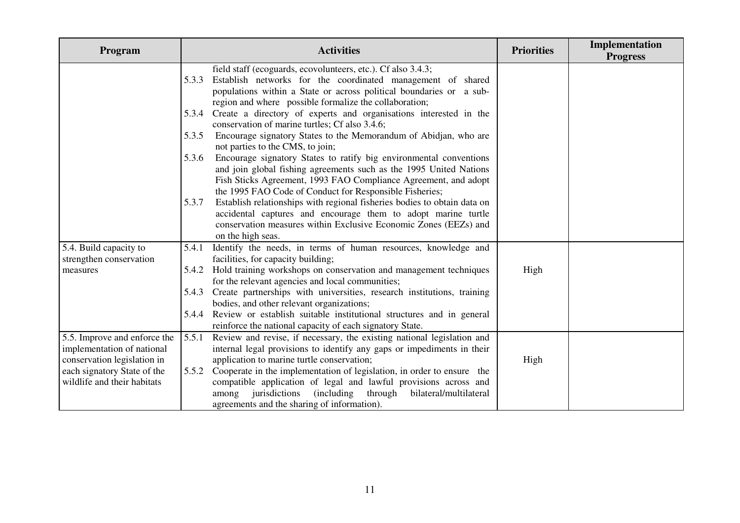| Program | Activities | Priorities | Implementation Progress |
|---|---|---|---|
| | field staff (ecoguards, ecovolunteers, etc.). Cf also 3.4.3;<br>5.3.3 Establish networks for the coordinated management of shared populations within a State or across political boundaries or a sub-region and where possible formalize the collaboration;<br>5.3.4 Create a directory of experts and organisations interested in the conservation of marine turtles; Cf also 3.4.6;<br>5.3.5 Encourage signatory States to the Memorandum of Abidjan, who are not parties to the CMS, to join;<br>5.3.6 Encourage signatory States to ratify big environmental conventions and join global fishing agreements such as the 1995 United Nations Fish Sticks Agreement, 1993 FAO Compliance Agreement, and adopt the 1995 FAO Code of Conduct for Responsible Fisheries;<br>5.3.7 Establish relationships with regional fisheries bodies to obtain data on accidental captures and encourage them to adopt marine turtle conservation measures within Exclusive Economic Zones (EEZs) and on the high seas. | | |
| 5.4. Build capacity to strengthen conservation measures | 5.4.1 Identify the needs, in terms of human resources, knowledge and facilities, for capacity building;<br>5.4.2 Hold training workshops on conservation and management techniques for the relevant agencies and local communities;<br>5.4.3 Create partnerships with universities, research institutions, training bodies, and other relevant organizations;<br>5.4.4 Review or establish suitable institutional structures and in general reinforce the national capacity of each signatory State. | High | |
| 5.5. Improve and enforce the implementation of national conservation legislation in each signatory State of the wildlife and their habitats | 5.5.1 Review and revise, if necessary, the existing national legislation and internal legal provisions to identify any gaps or impediments in their application to marine turtle conservation;<br>5.5.2 Cooperate in the implementation of legislation, in order to ensure the compatible application of legal and lawful provisions across and among jurisdictions (including through bilateral/multilateral agreements and the sharing of information). | High | |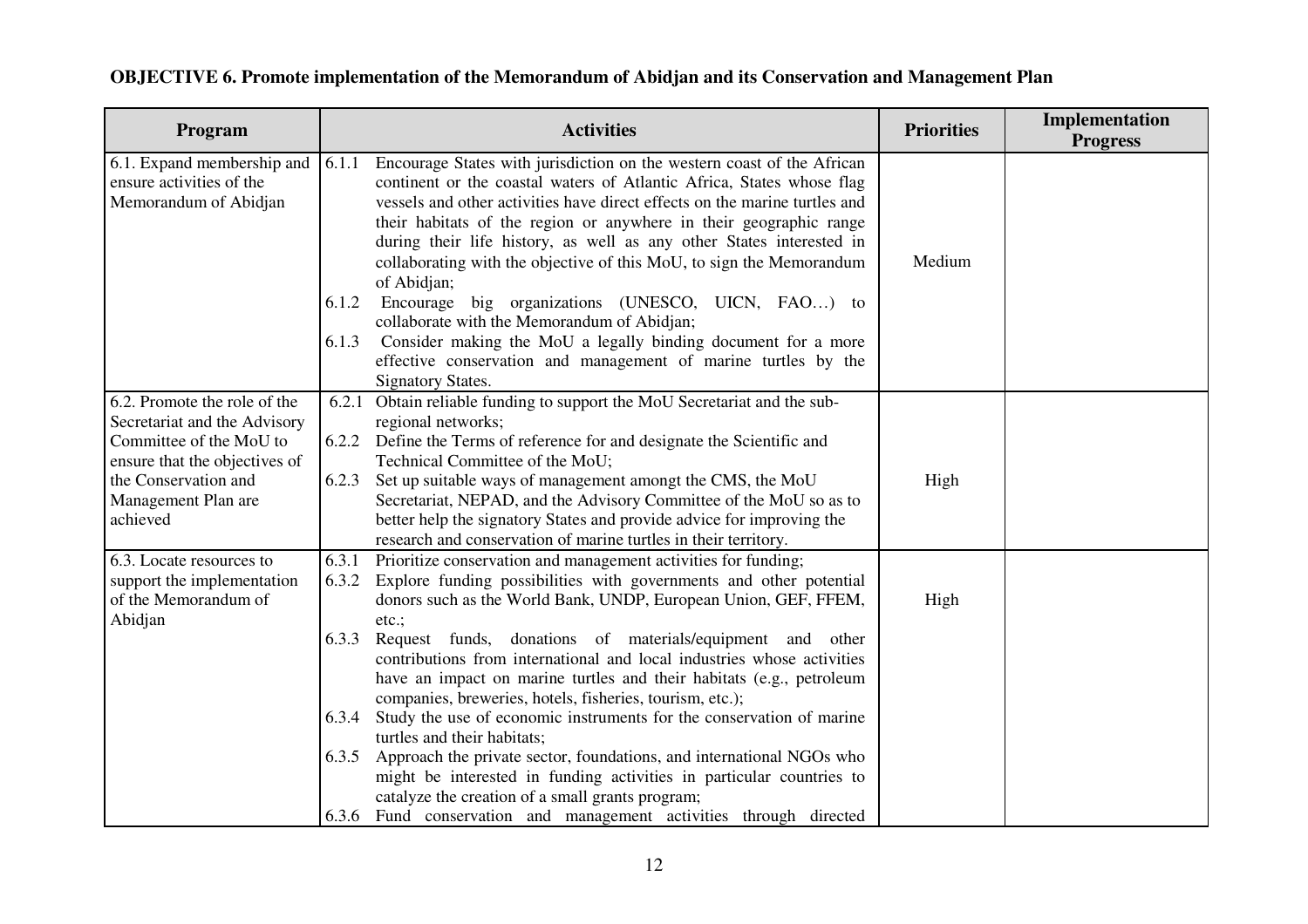**OBJECTIVE 6. Promote implementation of the Memorandum of Abidjan and its Conservation and Management Plan**

| Program | Activities | Priorities | Implementation Progress |
|---|---|---|---|
| 6.1. Expand membership and ensure activities of the Memorandum of Abidjan | 6.1.1 Encourage States with jurisdiction on the western coast of the African continent or the coastal waters of Atlantic Africa, States whose flag vessels and other activities have direct effects on the marine turtles and their habitats of the region or anywhere in their geographic range during their life history, as well as any other States interested in collaborating with the objective of this MoU, to sign the Memorandum of Abidjan;<br>6.1.2 Encourage big organizations (UNESCO, UICN, FAO…) to collaborate with the Memorandum of Abidjan;<br>6.1.3 Consider making the MoU a legally binding document for a more effective conservation and management of marine turtles by the Signatory States. | Medium | |
| 6.2. Promote the role of the Secretariat and the Advisory Committee of the MoU to ensure that the objectives of the Conservation and Management Plan are achieved | 6.2.1 Obtain reliable funding to support the MoU Secretariat and the sub-regional networks;<br>6.2.2 Define the Terms of reference for and designate the Scientific and Technical Committee of the MoU;<br>6.2.3 Set up suitable ways of management amongt the CMS, the MoU Secretariat, NEPAD, and the Advisory Committee of the MoU so as to better help the signatory States and provide advice for improving the research and conservation of marine turtles in their territory. | High | |
| 6.3. Locate resources to support the implementation of the Memorandum of Abidjan | 6.3.1 Prioritize conservation and management activities for funding;<br>6.3.2 Explore funding possibilities with governments and other potential donors such as the World Bank, UNDP, European Union, GEF, FFEM, etc.;<br>6.3.3 Request funds, donations of materials/equipment and other contributions from international and local industries whose activities have an impact on marine turtles and their habitats (e.g., petroleum companies, breweries, hotels, fisheries, tourism, etc.);<br>6.3.4 Study the use of economic instruments for the conservation of marine turtles and their habitats;<br>6.3.5 Approach the private sector, foundations, and international NGOs who might be interested in funding activities in particular countries to catalyze the creation of a small grants program;<br>6.3.6 Fund conservation and management activities through directed | High | |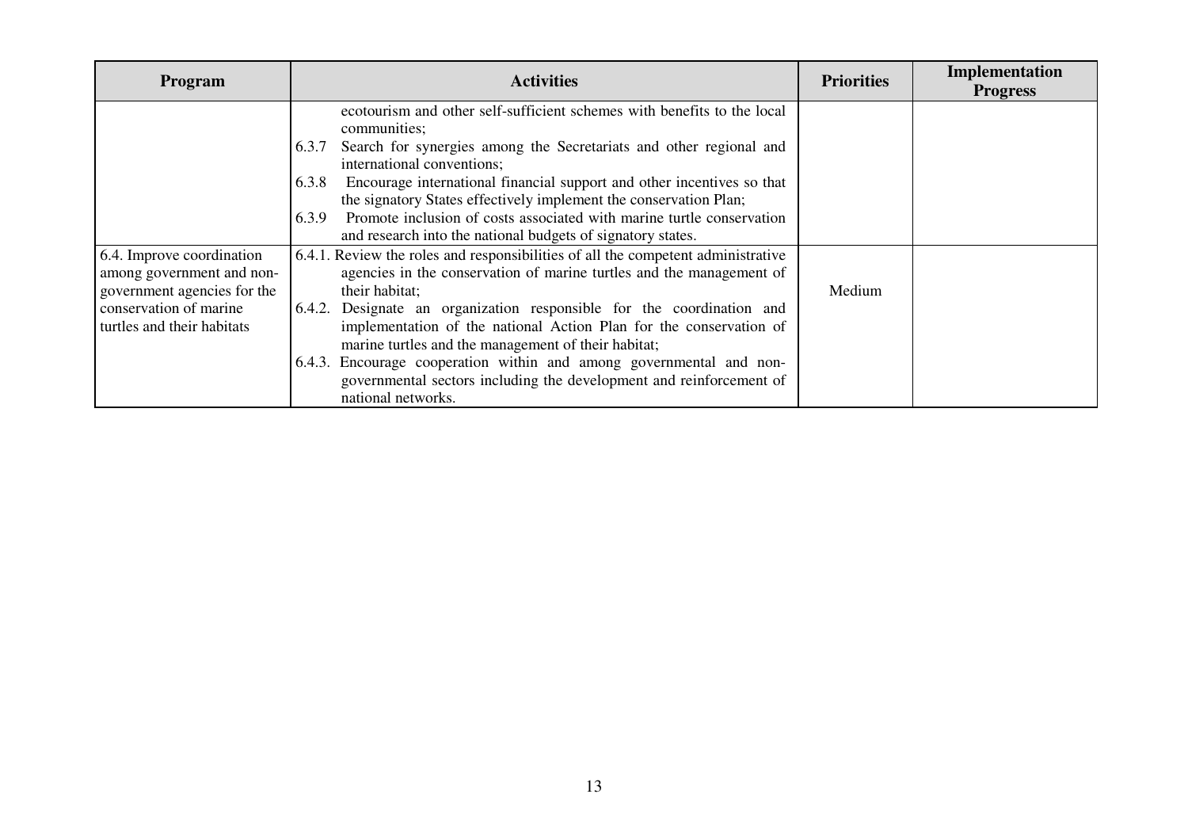| Program | Activities | Priorities | Implementation Progress |
|---|---|---|---|
| | ecotourism and other self-sufficient schemes with benefits to the local communities;<br>6.3.7 Search for synergies among the Secretariats and other regional and international conventions;<br>6.3.8 Encourage international financial support and other incentives so that the signatory States effectively implement the conservation Plan;<br>6.3.9 Promote inclusion of costs associated with marine turtle conservation and research into the national budgets of signatory states. | | |
| 6.4. Improve coordination among government and non-government agencies for the conservation of marine turtles and their habitats | 6.4.1. Review the roles and responsibilities of all the competent administrative agencies in the conservation of marine turtles and the management of their habitat;<br>6.4.2. Designate an organization responsible for the coordination and implementation of the national Action Plan for the conservation of marine turtles and the management of their habitat;<br>6.4.3. Encourage cooperation within and among governmental and non-governmental sectors including the development and reinforcement of national networks. | Medium | |